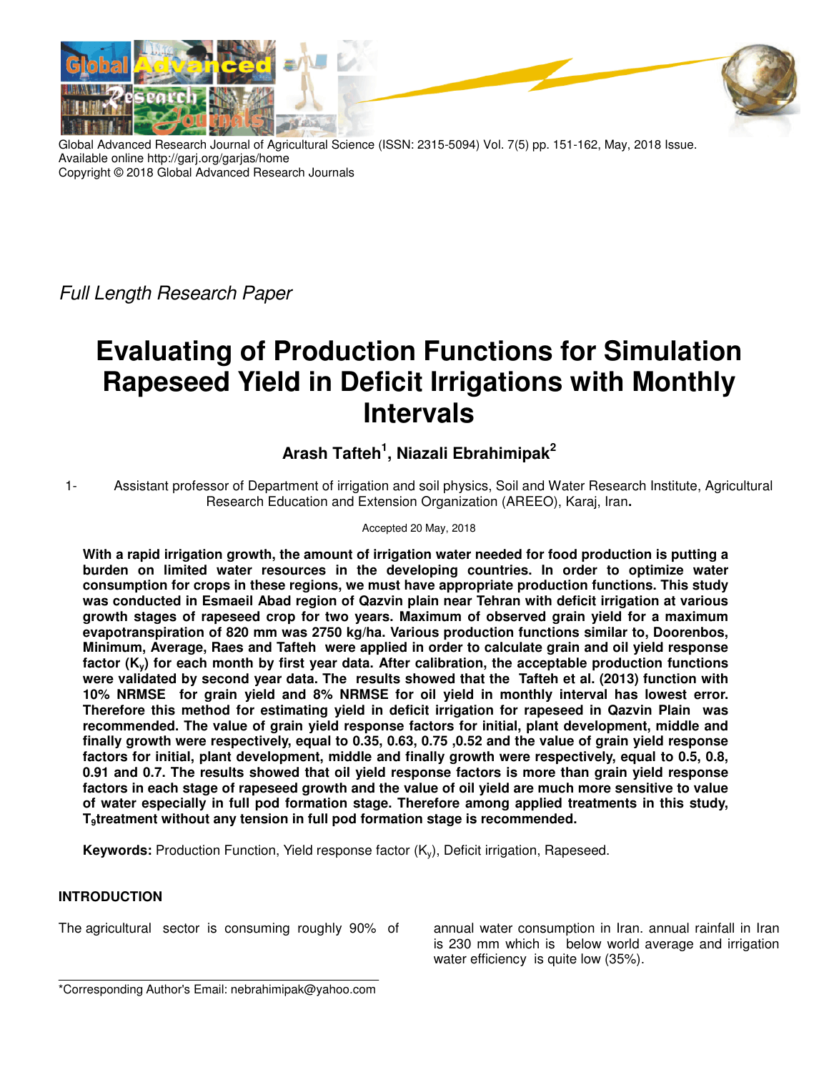Global Advanced Research Journal of Agricultural Science (ISSN: 2315-5094) Vol. 7(5) pp. 151-162, May, 2018 Issue.
Available online http://garj.org/garjas/home
Copyright © 2018 Global Advanced Research Journals

*Full Length Research Paper*

# Evaluating of Production Functions for Simulation Rapeseed Yield in Deficit Irrigations with Monthly Intervals

**Arash Tafteh[1], Niazali Ebrahimipak[2]**

1- Assistant professor of Department of irrigation and soil physics, Soil and Water Research Institute, Agricultural Research Education and Extension Organization (AREEO), Karaj, Iran.

Accepted 20 May, 2018

**With a rapid irrigation growth, the amount of irrigation water needed for food production is putting a burden on limited water resources in the developing countries. In order to optimize water consumption for crops in these regions, we must have appropriate production functions. This study was conducted in Esmaeil Abad region of Qazvin plain near Tehran with deficit irrigation at various growth stages of rapeseed crop for two years. Maximum of observed grain yield for a maximum evapotranspiration of 820 mm was 2750 kg/ha. Various production functions similar to, Doorenbos, Minimum, Average, Raes and Tafteh were applied in order to calculate grain and oil yield response factor ($K_y$) for each month by first year data. After calibration, the acceptable production functions were validated by second year data. The results showed that the Tafteh et al. (2013) function with 10% NRMSE for grain yield and 8% NRMSE for oil yield in monthly interval has lowest error. Therefore this method for estimating yield in deficit irrigation for rapeseed in Qazvin Plain was recommended. The value of grain yield response factors for initial, plant development, middle and finally growth were respectively, equal to 0.35, 0.63, 0.75 ,0.52 and the value of grain yield response factors for initial, plant development, middle and finally growth were respectively, equal to 0.5, 0.8, 0.91 and 0.7. The results showed that oil yield response factors is more than grain yield response factors in each stage of rapeseed growth and the value of oil yield are much more sensitive to value of water especially in full pod formation stage. Therefore among applied treatments in this study, $T_9$treatment without any tension in full pod formation stage is recommended.**

**Keywords:** Production Function, Yield response factor ($K_y$), Deficit irrigation, Rapeseed.

## INTRODUCTION

The agricultural sector is consuming roughly 90% of annual water consumption in Iran. annual rainfall in Iran is 230 mm which is below world average and irrigation water efficiency is quite low (35%).

*Corresponding Author's Email: nebrahimipak@yahoo.com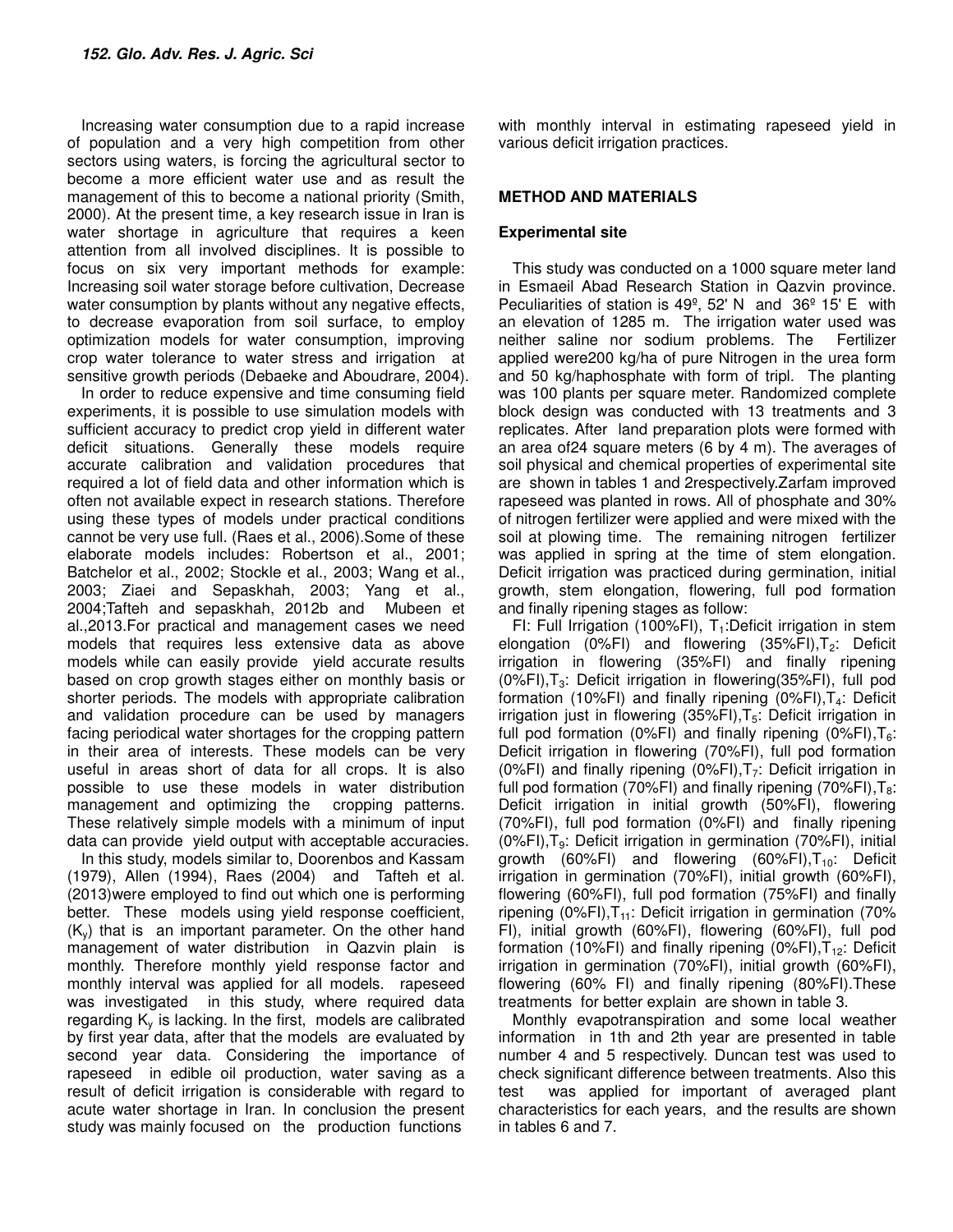Increasing water consumption due to a rapid increase of population and a very high competition from other sectors using waters, is forcing the agricultural sector to become a more efficient water use and as result the management of this to become a national priority (Smith, 2000). At the present time, a key research issue in Iran is water shortage in agriculture that requires a keen attention from all involved disciplines. It is possible to focus on six very important methods for example: Increasing soil water storage before cultivation, Decrease water consumption by plants without any negative effects, to decrease evaporation from soil surface, to employ optimization models for water consumption, improving crop water tolerance to water stress and irrigation at sensitive growth periods (Debaeke and Aboudrare, 2004).

In order to reduce expensive and time consuming field experiments, it is possible to use simulation models with sufficient accuracy to predict crop yield in different water deficit situations. Generally these models require accurate calibration and validation procedures that required a lot of field data and other information which is often not available expect in research stations. Therefore using these types of models under practical conditions cannot be very use full. (Raes et al., 2006).Some of these elaborate models includes: Robertson et al., 2001; Batchelor et al., 2002; Stockle et al., 2003; Wang et al., 2003; Ziaei and Sepaskhah, 2003; Yang et al., 2004;Tafteh and sepaskhah, 2012b and Mubeen et al.,2013.For practical and management cases we need models that requires less extensive data as above models while can easily provide yield accurate results based on crop growth stages either on monthly basis or shorter periods. The models with appropriate calibration and validation procedure can be used by managers facing periodical water shortages for the cropping pattern in their area of interests. These models can be very useful in areas short of data for all crops. It is also possible to use these models in water distribution management and optimizing the cropping patterns. These relatively simple models with a minimum of input data can provide yield output with acceptable accuracies.

In this study, models similar to, Doorenbos and Kassam (1979), Allen (1994), Raes (2004) and Tafteh et al. (2013)were employed to find out which one is performing better. These models using yield response coefficient, ($K_y$) that is an important parameter. On the other hand management of water distribution in Qazvin plain is monthly. Therefore monthly yield response factor and monthly interval was applied for all models. rapeseed was investigated in this study, where required data regarding $K_y$ is lacking. In the first, models are calibrated by first year data, after that the models are evaluated by second year data. Considering the importance of rapeseed in edible oil production, water saving as a result of deficit irrigation is considerable with regard to acute water shortage in Iran. In conclusion the present study was mainly focused on the production functions with monthly interval in estimating rapeseed yield in various deficit irrigation practices.

## METHOD AND MATERIALS

### Experimental site

This study was conducted on a 1000 square meter land in Esmaeil Abad Research Station in Qazvin province. Peculiarities of station is 49º, 52' N and 36º 15' E with an elevation of 1285 m. The irrigation water used was neither saline nor sodium problems. The Fertilizer applied were200 kg/ha of pure Nitrogen in the urea form and 50 kg/haphosphate with form of tripl. The planting was 100 plants per square meter. Randomized complete block design was conducted with 13 treatments and 3 replicates. After land preparation plots were formed with an area of24 square meters (6 by 4 m). The averages of soil physical and chemical properties of experimental site are shown in tables 1 and 2respectively.Zarfam improved rapeseed was planted in rows. All of phosphate and 30% of nitrogen fertilizer were applied and were mixed with the soil at plowing time. The remaining nitrogen fertilizer was applied in spring at the time of stem elongation. Deficit irrigation was practiced during germination, initial growth, stem elongation, flowering, full pod formation and finally ripening stages as follow:

FI: Full Irrigation (100%FI), $T_1$:Deficit irrigation in stem elongation (0%FI) and flowering (35%FI),$T_2$: Deficit irrigation in flowering (35%FI) and finally ripening (0%FI),$T_3$: Deficit irrigation in flowering(35%FI), full pod formation (10%FI) and finally ripening (0%FI),$T_4$: Deficit irrigation just in flowering (35%FI),$T_5$: Deficit irrigation in full pod formation (0%FI) and finally ripening (0%FI),$T_6$: Deficit irrigation in flowering (70%FI), full pod formation (0%FI) and finally ripening (0%FI),$T_7$: Deficit irrigation in full pod formation (70%FI) and finally ripening (70%FI),$T_8$: Deficit irrigation in initial growth (50%FI), flowering (70%FI), full pod formation (0%FI) and finally ripening (0%FI),$T_9$: Deficit irrigation in germination (70%FI), initial growth (60%FI) and flowering (60%FI),$T_{10}$: Deficit irrigation in germination (70%FI), initial growth (60%FI), flowering (60%FI), full pod formation (75%FI) and finally ripening (0%FI),$T_{11}$: Deficit irrigation in germination (70% FI), initial growth (60%FI), flowering (60%FI), full pod formation (10%FI) and finally ripening (0%FI),$T_{12}$: Deficit irrigation in germination (70%FI), initial growth (60%FI), flowering (60% FI) and finally ripening (80%FI).These treatments for better explain are shown in table 3.

Monthly evapotranspiration and some local weather information in 1th and 2th year are presented in table number 4 and 5 respectively. Duncan test was used to check significant difference between treatments. Also this test was applied for important of averaged plant characteristics for each years, and the results are shown in tables 6 and 7.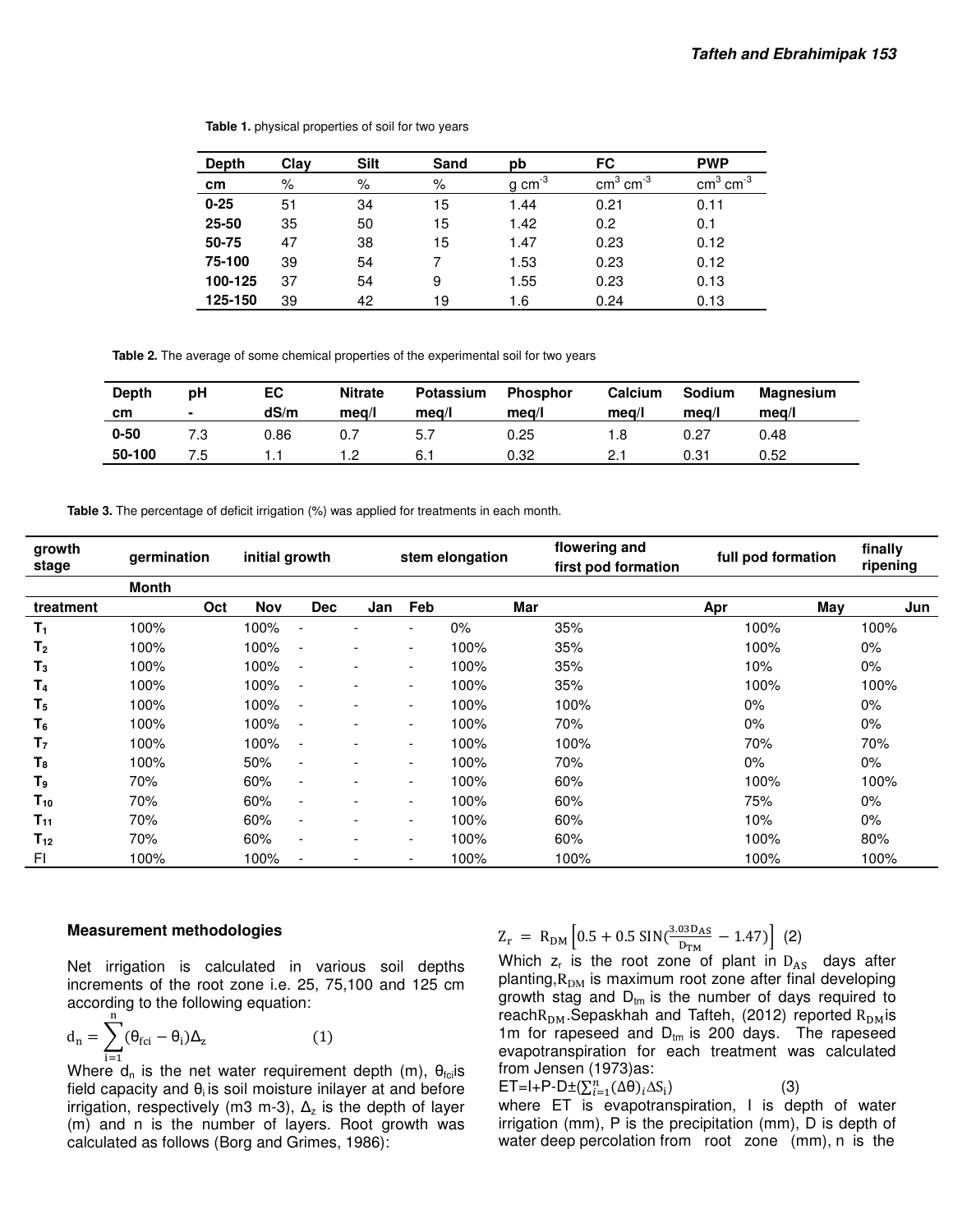**Table 1.** physical properties of soil for two years

| Depth | Clay | Silt | Sand | pb | FC | PWP |
|---|---|---|---|---|---|---|
| cm | % | % | % | g cm$^{-3}$ | cm$^3$ cm$^{-3}$ | cm$^3$ cm$^{-3}$ |
| **0-25** | 51 | 34 | 15 | 1.44 | 0.21 | 0.11 |
| **25-50** | 35 | 50 | 15 | 1.42 | 0.2 | 0.1 |
| **50-75** | 47 | 38 | 15 | 1.47 | 0.23 | 0.12 |
| **75-100** | 39 | 54 | 7 | 1.53 | 0.23 | 0.12 |
| **100-125** | 37 | 54 | 9 | 1.55 | 0.23 | 0.13 |
| **125-150** | 39 | 42 | 19 | 1.6 | 0.24 | 0.13 |

**Table 2.** The average of some chemical properties of the experimental soil for two years

| Depth | pH | EC | Nitrate | Potassium | Phosphor | Calcium | Sodium | Magnesium |
|---|---|---|---|---|---|---|---|---|
| cm | - | dS/m | meq/l | meq/l | meq/l | meq/l | meq/l | meq/l |
| **0-50** | 7.3 | 0.86 | 0.7 | 5.7 | 0.25 | 1.8 | 0.27 | 0.48 |
| **50-100** | 7.5 | 1.1 | 1.2 | 6.1 | 0.32 | 2.1 | 0.31 | 0.52 |

**Table 3.** The percentage of deficit irrigation (%) was applied for treatments in each month.

| growth stage | germination | initial growth | | stem elongation | | | flowering and first pod formation | full pod formation | finally ripening |
|---|---|---|---|---|---|---|---|---|---|
| | Month | | | | | | | | |
| **treatment** | Oct | Nov | Dec | Jan | Feb | Mar | Apr | May | Jun |
| **$T_1$** | 100% | 100% | - | - | - | 0% | 35% | 100% | 100% |
| **$T_2$** | 100% | 100% | - | - | - | 100% | 35% | 100% | 0% |
| **$T_3$** | 100% | 100% | - | - | - | 100% | 35% | 10% | 0% |
| **$T_4$** | 100% | 100% | - | - | - | 100% | 35% | 100% | 100% |
| **$T_5$** | 100% | 100% | - | - | - | 100% | 100% | 0% | 0% |
| **$T_6$** | 100% | 100% | - | - | - | 100% | 70% | 0% | 0% |
| **$T_7$** | 100% | 100% | - | - | - | 100% | 100% | 70% | 70% |
| **$T_8$** | 100% | 50% | - | - | - | 100% | 70% | 0% | 0% |
| **$T_9$** | 70% | 60% | - | - | - | 100% | 60% | 100% | 100% |
| **$T_{10}$** | 70% | 60% | - | - | - | 100% | 60% | 75% | 0% |
| **$T_{11}$** | 70% | 60% | - | - | - | 100% | 60% | 10% | 0% |
| **$T_{12}$** | 70% | 60% | - | - | - | 100% | 60% | 100% | 80% |
| FI | 100% | 100% | - | - | - | 100% | 100% | 100% | 100% |

### Measurement methodologies

Net irrigation is calculated in various soil depths increments of the root zone i.e. 25, 75,100 and 125 cm according to the following equation:

$$d_n = \sum_{i=1}^{n} (\theta_{fci} - \theta_i)\Delta_z \qquad (1)$$

Where $d_n$ is the net water requirement depth (m), $\theta_{fci}$ is field capacity and $\theta_i$ is soil moisture inilayer at and before irrigation, respectively (m3 m-3), $\Delta_z$ is the depth of layer (m) and n is the number of layers. Root growth was calculated as follows (Borg and Grimes, 1986):

$$Z_r = R_{DM}\left[0.5 + 0.5\,\mathrm{SIN}\left(\frac{3.03 D_{AS}}{D_{TM}} - 1.47\right)\right] \quad (2)$$

Which $z_r$ is the root zone of plant in $D_{AS}$ days after planting, $R_{DM}$ is maximum root zone after final developing growth stag and $D_{tm}$ is the number of days required to reach $R_{DM}$. Sepaskhah and Tafteh, (2012) reported $R_{DM}$ is 1m for rapeseed and $D_{tm}$ is 200 days. The rapeseed evapotranspiration for each treatment was calculated from Jensen (1973)as:

$$ET = I + P - D \pm \left(\sum_{i=1}^{n} (\Delta\theta)_i \Delta S_i\right) \qquad (3)$$

where ET is evapotranspiration, I is depth of water irrigation (mm), P is the precipitation (mm), D is depth of water deep percolation from root zone (mm), n is the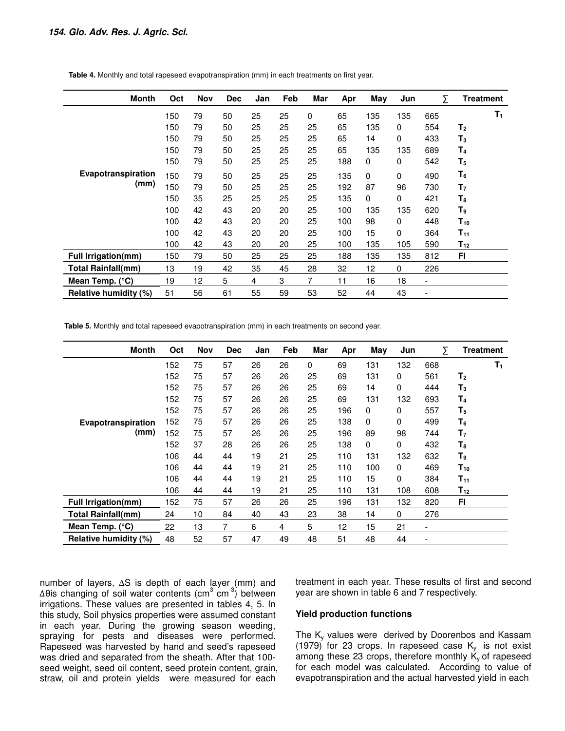**Table 4.** Monthly and total rapeseed evapotranspiration (mm) in each treatments on first year.

| Month | Oct | Nov | Dec | Jan | Feb | Mar | Apr | May | Jun | ∑ | Treatment |
|---|---|---|---|---|---|---|---|---|---|---|---|
| Evapotranspiration (mm) | 150 | 79 | 50 | 25 | 25 | 0 | 65 | 135 | 135 | 665 | $T_1$ |
| | 150 | 79 | 50 | 25 | 25 | 25 | 65 | 135 | 0 | 554 | $T_2$ |
| | 150 | 79 | 50 | 25 | 25 | 25 | 65 | 14 | 0 | 433 | $T_3$ |
| | 150 | 79 | 50 | 25 | 25 | 25 | 65 | 135 | 135 | 689 | $T_4$ |
| | 150 | 79 | 50 | 25 | 25 | 25 | 188 | 0 | 0 | 542 | $T_5$ |
| | 150 | 79 | 50 | 25 | 25 | 25 | 135 | 0 | 0 | 490 | $T_6$ |
| | 150 | 79 | 50 | 25 | 25 | 25 | 192 | 87 | 96 | 730 | $T_7$ |
| | 150 | 35 | 25 | 25 | 25 | 25 | 135 | 0 | 0 | 421 | $T_8$ |
| | 100 | 42 | 43 | 20 | 20 | 25 | 100 | 135 | 135 | 620 | $T_9$ |
| | 100 | 42 | 43 | 20 | 20 | 25 | 100 | 98 | 0 | 448 | $T_{10}$ |
| | 100 | 42 | 43 | 20 | 20 | 25 | 100 | 15 | 0 | 364 | $T_{11}$ |
| | 100 | 42 | 43 | 20 | 20 | 25 | 100 | 135 | 105 | 590 | $T_{12}$ |
| **Full Irrigation(mm)** | 150 | 79 | 50 | 25 | 25 | 25 | 188 | 135 | 135 | 812 | FI |
| **Total Rainfall(mm)** | 13 | 19 | 42 | 35 | 45 | 28 | 32 | 12 | 0 | 226 | |
| **Mean Temp. (°C)** | 19 | 12 | 5 | 4 | 3 | 7 | 11 | 16 | 18 | - | |
| **Relative humidity (%)** | 51 | 56 | 61 | 55 | 59 | 53 | 52 | 44 | 43 | - | |

**Table 5.** Monthly and total rapeseed evapotranspiration (mm) in each treatments on second year.

| Month | Oct | Nov | Dec | Jan | Feb | Mar | Apr | May | Jun | ∑ | Treatment |
|---|---|---|---|---|---|---|---|---|---|---|---|
| Evapotranspiration (mm) | 152 | 75 | 57 | 26 | 26 | 0 | 69 | 131 | 132 | 668 | $T_1$ |
| | 152 | 75 | 57 | 26 | 26 | 25 | 69 | 131 | 0 | 561 | $T_2$ |
| | 152 | 75 | 57 | 26 | 26 | 25 | 69 | 14 | 0 | 444 | $T_3$ |
| | 152 | 75 | 57 | 26 | 26 | 25 | 69 | 131 | 132 | 693 | $T_4$ |
| | 152 | 75 | 57 | 26 | 26 | 25 | 196 | 0 | 0 | 557 | $T_5$ |
| | 152 | 75 | 57 | 26 | 26 | 25 | 138 | 0 | 0 | 499 | $T_6$ |
| | 152 | 75 | 57 | 26 | 26 | 25 | 196 | 89 | 98 | 744 | $T_7$ |
| | 152 | 37 | 28 | 26 | 26 | 25 | 138 | 0 | 0 | 432 | $T_8$ |
| | 106 | 44 | 44 | 19 | 21 | 25 | 110 | 131 | 132 | 632 | $T_9$ |
| | 106 | 44 | 44 | 19 | 21 | 25 | 110 | 100 | 0 | 469 | $T_{10}$ |
| | 106 | 44 | 44 | 19 | 21 | 25 | 110 | 15 | 0 | 384 | $T_{11}$ |
| | 106 | 44 | 44 | 19 | 21 | 25 | 110 | 131 | 108 | 608 | $T_{12}$ |
| **Full Irrigation(mm)** | 152 | 75 | 57 | 26 | 26 | 25 | 196 | 131 | 132 | 820 | FI |
| **Total Rainfall(mm)** | 24 | 10 | 84 | 40 | 43 | 23 | 38 | 14 | 0 | 276 | |
| **Mean Temp. (°C)** | 22 | 13 | 7 | 6 | 4 | 5 | 12 | 15 | 21 | - | |
| **Relative humidity (%)** | 48 | 52 | 57 | 47 | 49 | 48 | 51 | 48 | 44 | - | |

number of layers, $\Delta S$ is depth of each layer (mm) and $\Delta\theta$ is changing of soil water contents ($cm^3$ $cm^{-3}$) between irrigations. These values are presented in tables 4, 5. In this study, Soil physics properties were assumed constant in each year. During the growing season weeding, spraying for pests and diseases were performed. Rapeseed was harvested by hand and seed's rapeseed was dried and separated from the sheath. After that 100-seed weight, seed oil content, seed protein content, grain, straw, oil and protein yields were measured for each treatment in each year. These results of first and second year are shown in table 6 and 7 respectively.

### Yield production functions

The $K_y$ values were derived by Doorenbos and Kassam (1979) for 23 crops. In rapeseed case $K_y$ is not exist among these 23 crops, therefore monthly $K_y$ of rapeseed for each model was calculated. According to value of evapotranspiration and the actual harvested yield in each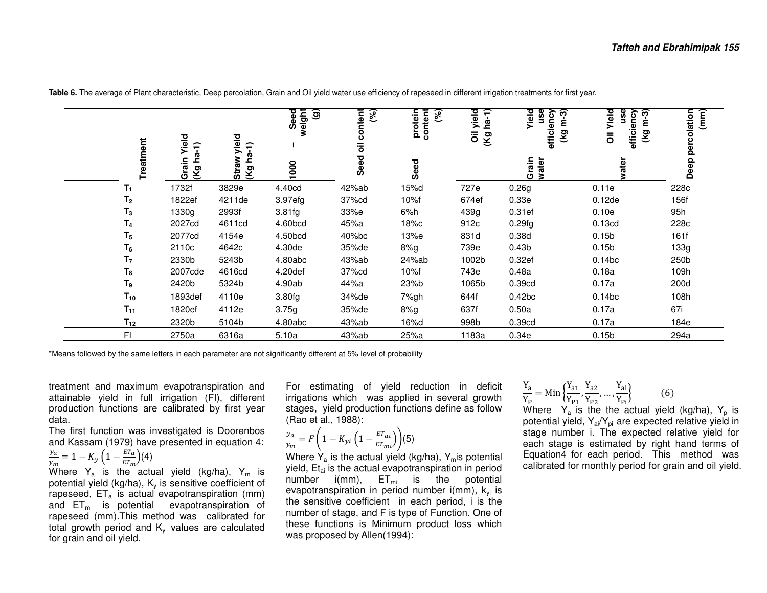**Table 6.** The average of Plant characteristic, Deep percolation, Grain and Oil yield water use efficiency of rapeseed in different irrigation treatments for first year.

| Treatment | Grain Yield (Kg ha-1) | Straw yield (Kg ha-1) | 1000 – Seed weight (g) | Seed oil content (%) | Seed protein content (%) | Oil yield (Kg ha-1) | Grain Yield water use efficiency (kg m-3) | Oil Yield water use efficiency (kg m-3) | Deep percolation (mm) |
|---|---|---|---|---|---|---|---|---|---|
| $T_1$ | 1732f | 3829e | 4.40cd | 42%ab | 15%d | 727e | 0.26g | 0.11e | 228c |
| $T_2$ | 1822ef | 4211de | 3.97efg | 37%cd | 10%f | 674ef | 0.33e | 0.12de | 156f |
| $T_3$ | 1330g | 2993f | 3.81fg | 33%e | 6%h | 439g | 0.31ef | 0.10e | 95h |
| $T_4$ | 2027cd | 4611cd | 4.60bcd | 45%a | 18%c | 912c | 0.29fg | 0.13cd | 228c |
| $T_5$ | 2077cd | 4154e | 4.50bcd | 40%bc | 13%e | 831d | 0.38d | 0.15b | 161f |
| $T_6$ | 2110c | 4642c | 4.30de | 35%de | 8%g | 739e | 0.43b | 0.15b | 133g |
| $T_7$ | 2330b | 5243b | 4.80abc | 43%ab | 24%ab | 1002b | 0.32ef | 0.14bc | 250b |
| $T_8$ | 2007cde | 4616cd | 4.20def | 37%cd | 10%f | 743e | 0.48a | 0.18a | 109h |
| $T_9$ | 2420b | 5324b | 4.90ab | 44%a | 23%b | 1065b | 0.39cd | 0.17a | 200d |
| $T_{10}$ | 1893def | 4110e | 3.80fg | 34%de | 7%gh | 644f | 0.42bc | 0.14bc | 108h |
| $T_{11}$ | 1820ef | 4112e | 3.75g | 35%de | 8%g | 637f | 0.50a | 0.17a | 67i |
| $T_{12}$ | 2320b | 5104b | 4.80abc | 43%ab | 16%d | 998b | 0.39cd | 0.17a | 184e |
| FI | 2750a | 6316a | 5.10a | 43%ab | 25%a | 1183a | 0.34e | 0.15b | 294a |

*Means followed by the same letters in each parameter are not significantly different at 5% level of probability

treatment and maximum evapotranspiration and attainable yield in full irrigation (FI), different production functions are calibrated by first year data.

The first function was investigated is Doorenbos and Kassam (1979) have presented in equation 4:

$$\frac{y_a}{y_m} = 1 - K_y\left(1 - \frac{ET_a}{ET_m}\right) \quad (4)$$

Where $Y_a$ is the actual yield (kg/ha), $Y_m$ is potential yield (kg/ha), $K_y$ is sensitive coefficient of rapeseed, $ET_a$ is actual evapotranspiration (mm) and $ET_m$ is potential evapotranspiration of rapeseed (mm).This method was calibrated for total growth period and $K_y$ values are calculated for grain and oil yield.

For estimating of yield reduction in deficit irrigations which was applied in several growth stages, yield production functions define as follow (Rao et al., 1988):

$$\frac{y_a}{y_m} = F\left(1 - K_{yi}\left(1 - \frac{ET_{ai}}{ET_{mi}}\right)\right) \quad (5)$$

Where $Y_a$ is the actual yield (kg/ha), $Y_m$ is potential yield, $Et_{ai}$ is the actual evapotranspiration in period number i(mm), $ET_{mi}$ is the potential evapotranspiration in period number i(mm), $k_{yi}$ is the sensitive coefficient in each period, i is the number of stage, and F is type of Function. One of these functions is Minimum product loss which was proposed by Allen(1994):

$$\frac{Y_a}{Y_p} = \mathrm{Min}\left\{\frac{Y_{a1}}{Y_{P1}}, \frac{Y_{a2}}{Y_{P2}}, \ldots, \frac{Y_{ai}}{Y_{Pi}}\right\} \quad (6)$$

Where $Y_a$ is the the actual yield (kg/ha), $Y_p$ is potential yield, $Y_{ai}/Y_{pi}$ are expected relative yield in stage number i. The expected relative yield for each stage is estimated by right hand terms of Equation4 for each period. This method was calibrated for monthly period for grain and oil yield.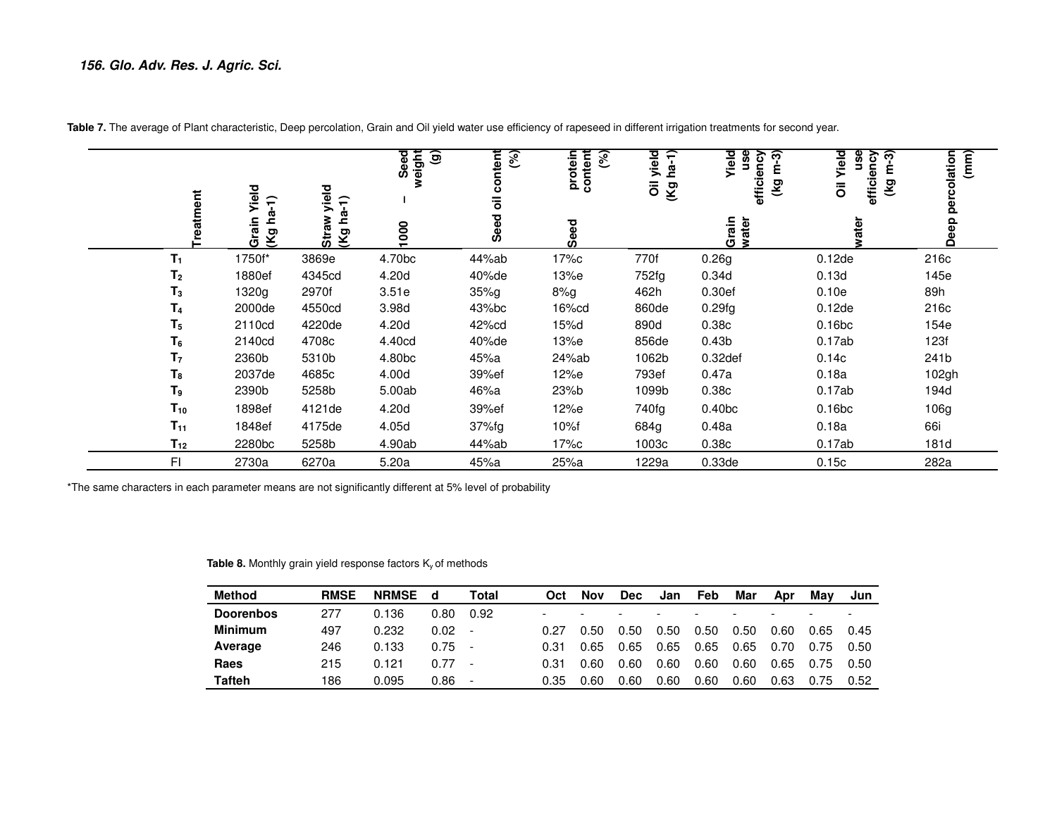**Table 7.** The average of Plant characteristic, Deep percolation, Grain and Oil yield water use efficiency of rapeseed in different irrigation treatments for second year.

| Treatment | Grain Yield (Kg ha-1) | Straw yield (Kg ha-1) | 1000 – Seed weight (g) | Seed oil content (%) | Seed protein content (%) | Oil yield (Kg ha-1) | Grain Yield water use efficiency (kg m-3) | Oil Yield water use efficiency (kg m-3) | Deep percolation (mm) |
|---|---|---|---|---|---|---|---|---|---|
| $T_1$ | 1750f* | 3869e | 4.70bc | 44%ab | 17%c | 770f | 0.26g | 0.12de | 216c |
| $T_2$ | 1880ef | 4345cd | 4.20d | 40%de | 13%e | 752fg | 0.34d | 0.13d | 145e |
| $T_3$ | 1320g | 2970f | 3.51e | 35%g | 8%g | 462h | 0.30ef | 0.10e | 89h |
| $T_4$ | 2000de | 4550cd | 3.98d | 43%bc | 16%cd | 860de | 0.29fg | 0.12de | 216c |
| $T_5$ | 2110cd | 4220de | 4.20d | 42%cd | 15%d | 890d | 0.38c | 0.16bc | 154e |
| $T_6$ | 2140cd | 4708c | 4.40cd | 40%de | 13%e | 856de | 0.43b | 0.17ab | 123f |
| $T_7$ | 2360b | 5310b | 4.80bc | 45%a | 24%ab | 1062b | 0.32def | 0.14c | 241b |
| $T_8$ | 2037de | 4685c | 4.00d | 39%ef | 12%e | 793ef | 0.47a | 0.18a | 102gh |
| $T_9$ | 2390b | 5258b | 5.00ab | 46%a | 23%b | 1099b | 0.38c | 0.17ab | 194d |
| $T_{10}$ | 1898ef | 4121de | 4.20d | 39%ef | 12%e | 740fg | 0.40bc | 0.16bc | 106g |
| $T_{11}$ | 1848ef | 4175de | 4.05d | 37%fg | 10%f | 684g | 0.48a | 0.18a | 66i |
| $T_{12}$ | 2280bc | 5258b | 4.90ab | 44%ab | 17%c | 1003c | 0.38c | 0.17ab | 181d |
| FI | 2730a | 6270a | 5.20a | 45%a | 25%a | 1229a | 0.33de | 0.15c | 282a |

*The same characters in each parameter means are not significantly different at 5% level of probability

**Table 8.** Monthly grain yield response factors $K_y$ of methods

| Method | RMSE | NRMSE | d | Total | Oct | Nov | Dec | Jan | Feb | Mar | Apr | May | Jun |
|---|---|---|---|---|---|---|---|---|---|---|---|---|---|
| **Doorenbos** | 277 | 0.136 | 0.80 | 0.92 | - | - | - | - | - | - | - | - | - |
| **Minimum** | 497 | 0.232 | 0.02 | - | 0.27 | 0.50 | 0.50 | 0.50 | 0.50 | 0.50 | 0.60 | 0.65 | 0.45 |
| **Average** | 246 | 0.133 | 0.75 | - | 0.31 | 0.65 | 0.65 | 0.65 | 0.65 | 0.65 | 0.70 | 0.75 | 0.50 |
| **Raes** | 215 | 0.121 | 0.77 | - | 0.31 | 0.60 | 0.60 | 0.60 | 0.60 | 0.60 | 0.65 | 0.75 | 0.50 |
| **Tafteh** | 186 | 0.095 | 0.86 | - | 0.35 | 0.60 | 0.60 | 0.60 | 0.60 | 0.60 | 0.63 | 0.75 | 0.52 |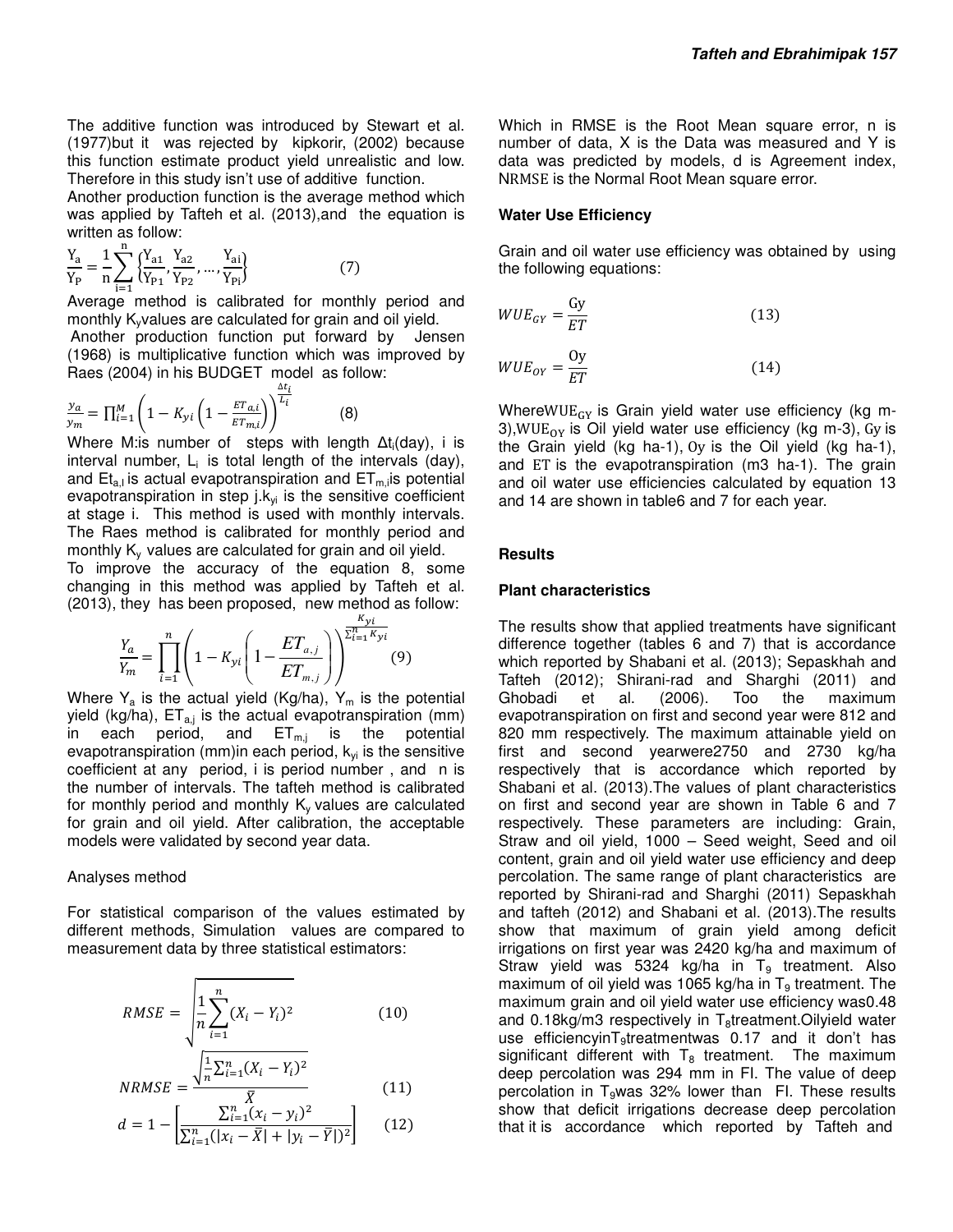The additive function was introduced by Stewart et al. (1977)but it was rejected by kipkorir, (2002) because this function estimate product yield unrealistic and low. Therefore in this study isn't use of additive function.

Another production function is the average method which was applied by Tafteh et al. (2013),and the equation is written as follow:

$$\frac{Y_a}{Y_P} = \frac{1}{n}\sum_{i=1}^{n}\left\{\frac{Y_{a1}}{Y_{P1}}, \frac{Y_{a2}}{Y_{P2}}, \ldots, \frac{Y_{ai}}{Y_{Pi}}\right\} \qquad (7)$$

Average method is calibrated for monthly period and monthly $K_y$values are calculated for grain and oil yield.

Another production function put forward by Jensen (1968) is multiplicative function which was improved by Raes (2004) in his BUDGET model as follow:

$$\frac{y_a}{y_m} = \prod_{i=1}^{M}\left(1 - K_{yi}\left(1 - \frac{ET_{a,i}}{ET_{m,i}}\right)\right)^{\frac{\Delta t_i}{L_i}} \qquad (8)$$

Where M:is number of steps with length $\Delta t_i$(day), i is interval number, $L_i$ is total length of the intervals (day), and $Et_{a,I}$ is actual evapotranspiration and $ET_{m,i}$is potential evapotranspiration in step j.$k_{yi}$ is the sensitive coefficient at stage i. This method is used with monthly intervals. The Raes method is calibrated for monthly period and monthly $K_y$ values are calculated for grain and oil yield.

To improve the accuracy of the equation 8, some changing in this method was applied by Tafteh et al. (2013), they has been proposed, new method as follow:

$$\frac{Y_a}{Y_m} = \prod_{i=1}^{n}\left(1 - K_{yi}\left(1 - \frac{ET_{a,j}}{ET_{m,j}}\right)\right)^{\frac{K_{yi}}{\sum_{i=1}^{n} K_{yi}}} \qquad (9)$$

Where $Y_a$ is the actual yield (Kg/ha), $Y_m$ is the potential yield (kg/ha), $ET_{a,j}$ is the actual evapotranspiration (mm) in each period, and $ET_{m,j}$ is the potential evapotranspiration (mm)in each period, $k_{yi}$ is the sensitive coefficient at any period, i is period number , and n is the number of intervals. The tafteh method is calibrated for monthly period and monthly $K_y$ values are calculated for grain and oil yield. After calibration, the acceptable models were validated by second year data.

Analyses method

For statistical comparison of the values estimated by different methods, Simulation values are compared to measurement data by three statistical estimators:

$$RMSE = \sqrt{\frac{1}{n}\sum_{i=1}^{n}(X_i - Y_i)^2} \qquad (10)$$

$$NRMSE = \frac{\sqrt{\frac{1}{n}\sum_{i=1}^{n}(X_i - Y_i)^2}}{\bar{X}} \qquad (11)$$

$$d = 1 - \left[\frac{\sum_{i=1}^{n}(x_i - y_i)^2}{\sum_{i=1}^{n}(|x_i - \bar{X}| + |y_i - \bar{Y}|)^2}\right] \qquad (12)$$

Which in RMSE is the Root Mean square error, n is number of data, X is the Data was measured and Y is data was predicted by models, d is Agreement index, NRMSE is the Normal Root Mean square error.

**Water Use Efficiency**

Grain and oil water use efficiency was obtained by using the following equations:

$$WUE_{GY} = \frac{Gy}{ET} \qquad (13)$$

$$WUE_{OY} = \frac{Oy}{ET} \qquad (14)$$

Where$WUE_{GY}$ is Grain yield water use efficiency (kg m-3),$WUE_{OY}$ is Oil yield water use efficiency (kg m-3), Gy is the Grain yield (kg ha-1), Oy is the Oil yield (kg ha-1), and ET is the evapotranspiration (m3 ha-1). The grain and oil water use efficiencies calculated by equation 13 and 14 are shown in table6 and 7 for each year.

## Results

### Plant characteristics

The results show that applied treatments have significant difference together (tables 6 and 7) that is accordance which reported by Shabani et al. (2013); Sepaskhah and Tafteh (2012); Shirani-rad and Sharghi (2011) and Ghobadi et al. (2006). Too the maximum evapotranspiration on first and second year were 812 and 820 mm respectively. The maximum attainable yield on first and second yearwere2750 and 2730 kg/ha respectively that is accordance which reported by Shabani et al. (2013).The values of plant characteristics on first and second year are shown in Table 6 and 7 respectively. These parameters are including: Grain, Straw and oil yield, 1000 – Seed weight, Seed and oil content, grain and oil yield water use efficiency and deep percolation. The same range of plant characteristics are reported by Shirani-rad and Sharghi (2011) Sepaskhah and tafteh (2012) and Shabani et al. (2013).The results show that maximum of grain yield among deficit irrigations on first year was 2420 kg/ha and maximum of Straw yield was 5324 kg/ha in $T_9$ treatment. Also maximum of oil yield was 1065 kg/ha in $T_9$ treatment. The maximum grain and oil yield water use efficiency was0.48 and 0.18kg/m3 respectively in $T_8$treatment.Oilyield water use efficiencyin$T_9$treatmentwas 0.17 and it don't has significant different with $T_8$ treatment. The maximum deep percolation was 294 mm in FI. The value of deep percolation in $T_9$was 32% lower than FI. These results show that deficit irrigations decrease deep percolation that it is accordance which reported by Tafteh and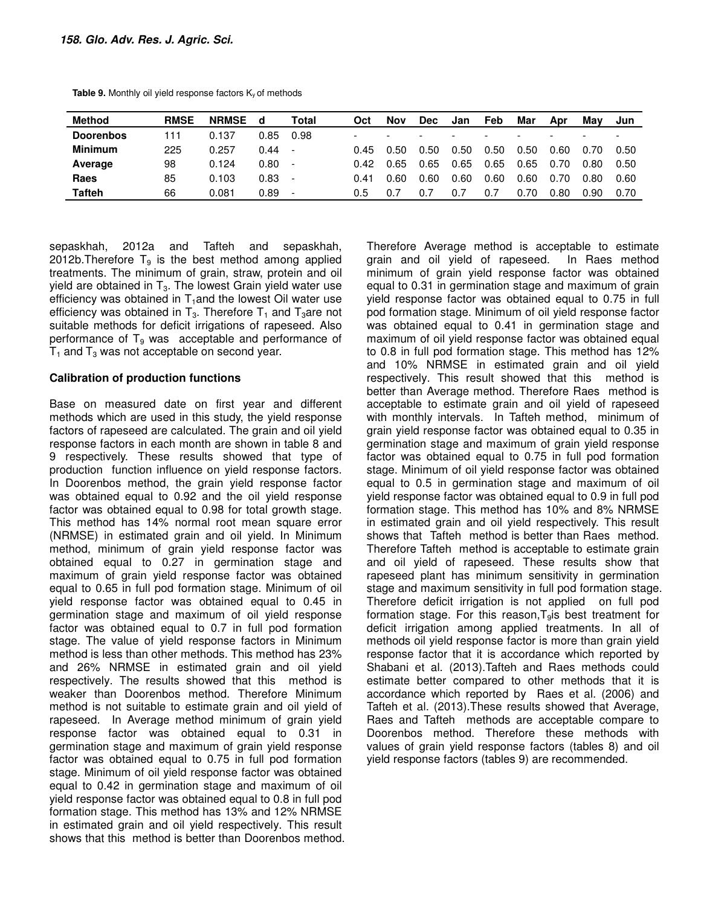**Table 9.** Monthly oil yield response factors $K_y$ of methods

| Method | RMSE | NRMSE | d | Total | Oct | Nov | Dec | Jan | Feb | Mar | Apr | May | Jun |
|---|---|---|---|---|---|---|---|---|---|---|---|---|---|
| **Doorenbos** | 111 | 0.137 | 0.85 | 0.98 | - | - | - | - | - | - | - | - | - |
| **Minimum** | 225 | 0.257 | 0.44 | - | 0.45 | 0.50 | 0.50 | 0.50 | 0.50 | 0.50 | 0.60 | 0.70 | 0.50 |
| **Average** | 98 | 0.124 | 0.80 | - | 0.42 | 0.65 | 0.65 | 0.65 | 0.65 | 0.65 | 0.70 | 0.80 | 0.50 |
| **Raes** | 85 | 0.103 | 0.83 | - | 0.41 | 0.60 | 0.60 | 0.60 | 0.60 | 0.60 | 0.70 | 0.80 | 0.60 |
| **Tafteh** | 66 | 0.081 | 0.89 | - | 0.5 | 0.7 | 0.7 | 0.7 | 0.7 | 0.70 | 0.80 | 0.90 | 0.70 |

sepaskhah, 2012a and Tafteh and sepaskhah, 2012b.Therefore $T_9$ is the best method among applied treatments. The minimum of grain, straw, protein and oil yield are obtained in $T_3$. The lowest Grain yield water use efficiency was obtained in $T_1$and the lowest Oil water use efficiency was obtained in $T_3$. Therefore $T_1$ and $T_3$are not suitable methods for deficit irrigations of rapeseed. Also performance of $T_9$ was acceptable and performance of $T_1$ and $T_3$ was not acceptable on second year.

### Calibration of production functions

Base on measured date on first year and different methods which are used in this study, the yield response factors of rapeseed are calculated. The grain and oil yield response factors in each month are shown in table 8 and 9 respectively. These results showed that type of production function influence on yield response factors. In Doorenbos method, the grain yield response factor was obtained equal to 0.92 and the oil yield response factor was obtained equal to 0.98 for total growth stage. This method has 14% normal root mean square error (NRMSE) in estimated grain and oil yield. In Minimum method, minimum of grain yield response factor was obtained equal to 0.27 in germination stage and maximum of grain yield response factor was obtained equal to 0.65 in full pod formation stage. Minimum of oil yield response factor was obtained equal to 0.45 in germination stage and maximum of oil yield response factor was obtained equal to 0.7 in full pod formation stage. The value of yield response factors in Minimum method is less than other methods. This method has 23% and 26% NRMSE in estimated grain and oil yield respectively. The results showed that this method is weaker than Doorenbos method. Therefore Minimum method is not suitable to estimate grain and oil yield of rapeseed. In Average method minimum of grain yield response factor was obtained equal to 0.31 in germination stage and maximum of grain yield response factor was obtained equal to 0.75 in full pod formation stage. Minimum of oil yield response factor was obtained equal to 0.42 in germination stage and maximum of oil yield response factor was obtained equal to 0.8 in full pod formation stage. This method has 13% and 12% NRMSE in estimated grain and oil yield respectively. This result shows that this method is better than Doorenbos method. Therefore Average method is acceptable to estimate grain and oil yield of rapeseed. In Raes method minimum of grain yield response factor was obtained equal to 0.31 in germination stage and maximum of grain yield response factor was obtained equal to 0.75 in full pod formation stage. Minimum of oil yield response factor was obtained equal to 0.41 in germination stage and maximum of oil yield response factor was obtained equal to 0.8 in full pod formation stage. This method has 12% and 10% NRMSE in estimated grain and oil yield respectively. This result showed that this method is better than Average method. Therefore Raes method is acceptable to estimate grain and oil yield of rapeseed with monthly intervals. In Tafteh method, minimum of grain yield response factor was obtained equal to 0.35 in germination stage and maximum of grain yield response factor was obtained equal to 0.75 in full pod formation stage. Minimum of oil yield response factor was obtained equal to 0.5 in germination stage and maximum of oil yield response factor was obtained equal to 0.9 in full pod formation stage. This method has 10% and 8% NRMSE in estimated grain and oil yield respectively. This result shows that Tafteh method is better than Raes method. Therefore Tafteh method is acceptable to estimate grain and oil yield of rapeseed. These results show that rapeseed plant has minimum sensitivity in germination stage and maximum sensitivity in full pod formation stage. Therefore deficit irrigation is not applied on full pod formation stage. For this reason,$T_9$is best treatment for deficit irrigation among applied treatments. In all of methods oil yield response factor is more than grain yield response factor that it is accordance which reported by Shabani et al. (2013).Tafteh and Raes methods could estimate better compared to other methods that it is accordance which reported by Raes et al. (2006) and Tafteh et al. (2013).These results showed that Average, Raes and Tafteh methods are acceptable compare to Doorenbos method. Therefore these methods with values of grain yield response factors (tables 8) and oil yield response factors (tables 9) are recommended.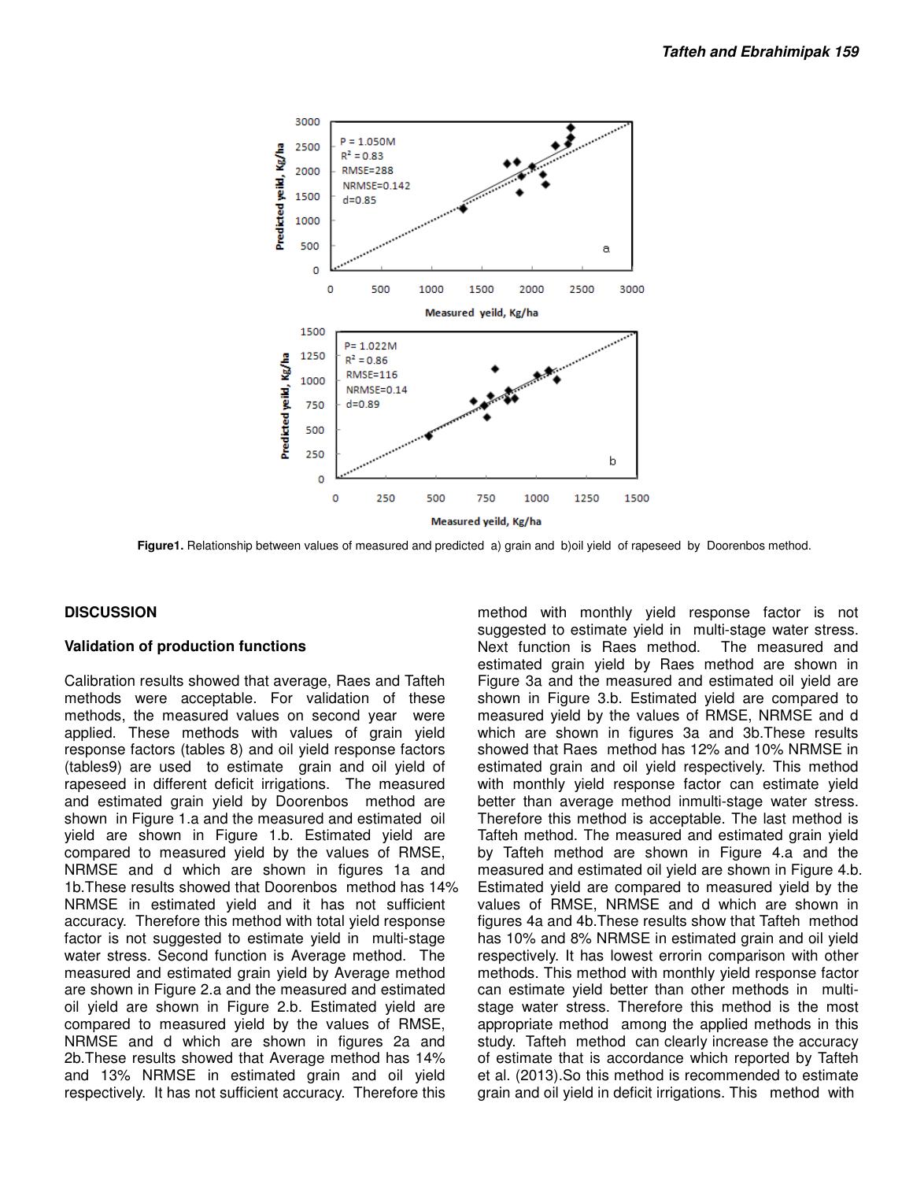3000
2500
2000
1500
1000
500
0

P = 1.050M
$R^2$ = 0.83
RMSE=288
NRMSE=0.142
d=0.85

a

0 500 1000 1500 2000 2500 3000

Predicted yeild, Kg/ha

Measured yeild, Kg/ha

1500
1250
1000
750
500
250
0

P= 1.022M
$R^2$ = 0.86
RMSE=116
NRMSE=0.14
d=0.89

b

0 250 500 750 1000 1250 1500

Predicted yeild, Kg/ha

Measured yeild, Kg/ha

**Figure1.** Relationship between values of measured and predicted a) grain and b)oil yield of rapeseed by Doorenbos method.

## DISCUSSION

### Validation of production functions

Calibration results showed that average, Raes and Tafteh methods were acceptable. For validation of these methods, the measured values on second year were applied. These methods with values of grain yield response factors (tables 8) and oil yield response factors (tables9) are used to estimate grain and oil yield of rapeseed in different deficit irrigations. The measured and estimated grain yield by Doorenbos method are shown in Figure 1.a and the measured and estimated oil yield are shown in Figure 1.b. Estimated yield are compared to measured yield by the values of RMSE, NRMSE and d which are shown in figures 1a and 1b.These results showed that Doorenbos method has 14% NRMSE in estimated yield and it has not sufficient accuracy. Therefore this method with total yield response factor is not suggested to estimate yield in multi-stage water stress. Second function is Average method. The measured and estimated grain yield by Average method are shown in Figure 2.a and the measured and estimated oil yield are shown in Figure 2.b. Estimated yield are compared to measured yield by the values of RMSE, NRMSE and d which are shown in figures 2a and 2b.These results showed that Average method has 14% and 13% NRMSE in estimated grain and oil yield respectively. It has not sufficient accuracy. Therefore this method with monthly yield response factor is not suggested to estimate yield in multi-stage water stress. Next function is Raes method. The measured and estimated grain yield by Raes method are shown in Figure 3a and the measured and estimated oil yield are shown in Figure 3.b. Estimated yield are compared to measured yield by the values of RMSE, NRMSE and d which are shown in figures 3a and 3b.These results showed that Raes method has 12% and 10% NRMSE in estimated grain and oil yield respectively. This method with monthly yield response factor can estimate yield better than average method inmulti-stage water stress. Therefore this method is acceptable. The last method is Tafteh method. The measured and estimated grain yield by Tafteh method are shown in Figure 4.a and the measured and estimated oil yield are shown in Figure 4.b. Estimated yield are compared to measured yield by the values of RMSE, NRMSE and d which are shown in figures 4a and 4b.These results show that Tafteh method has 10% and 8% NRMSE in estimated grain and oil yield respectively. It has lowest errorin comparison with other methods. This method with monthly yield response factor can estimate yield better than other methods in multi-stage water stress. Therefore this method is the most appropriate method among the applied methods in this study. Tafteh method can clearly increase the accuracy of estimate that is accordance which reported by Tafteh et al. (2013).So this method is recommended to estimate grain and oil yield in deficit irrigations. This method with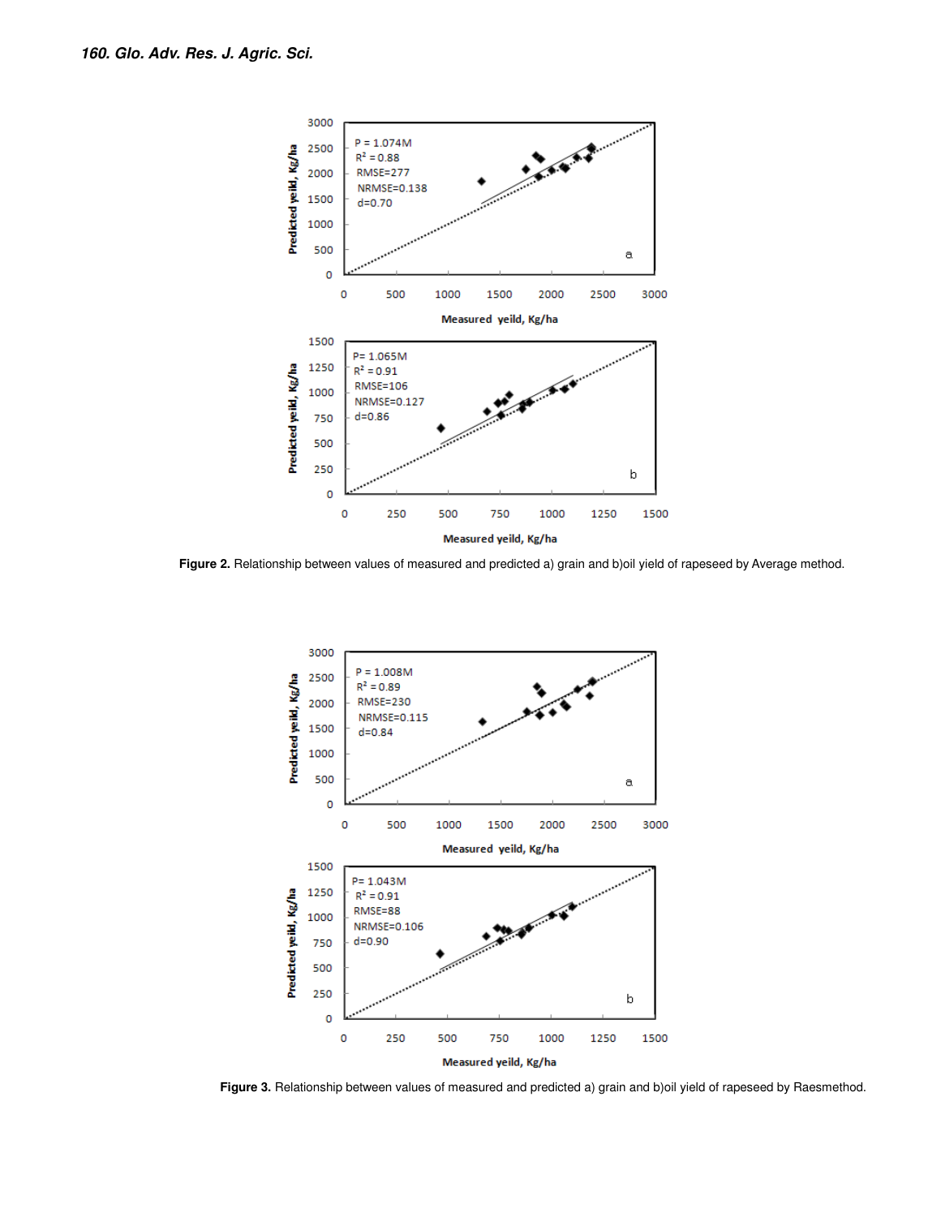P = 1.074M

$R^2$ = 0.88

RMSE=277

NRMSE=0.138

d=0.70

a

Predicted yeild, Kg/ha

Measured yeild, Kg/ha

0 500 1000 1500 2000 2500 3000

P= 1.065M

$R^2$ = 0.91

RMSE=106

NRMSE=0.127

d=0.86

b

Predicted yeild, Kg/ha

Measured yeild, Kg/ha

0 250 500 750 1000 1250 1500

**Figure 2.** Relationship between values of measured and predicted a) grain and b)oil yield of rapeseed by Average method.

P = 1.008M

$R^2$ = 0.89

RMSE=230

NRMSE=0.115

d=0.84

a

Predicted yeild, Kg/ha

Measured yeild, Kg/ha

0 500 1000 1500 2000 2500 3000

P= 1.043M

$R^2$ = 0.91

RMSE=88

NRMSE=0.106

d=0.90

b

Predicted yeild, Kg/ha

Measured yeild, Kg/ha

0 250 500 750 1000 1250 1500

**Figure 3.** Relationship between values of measured and predicted a) grain and b)oil yield of rapeseed by Raesmethod.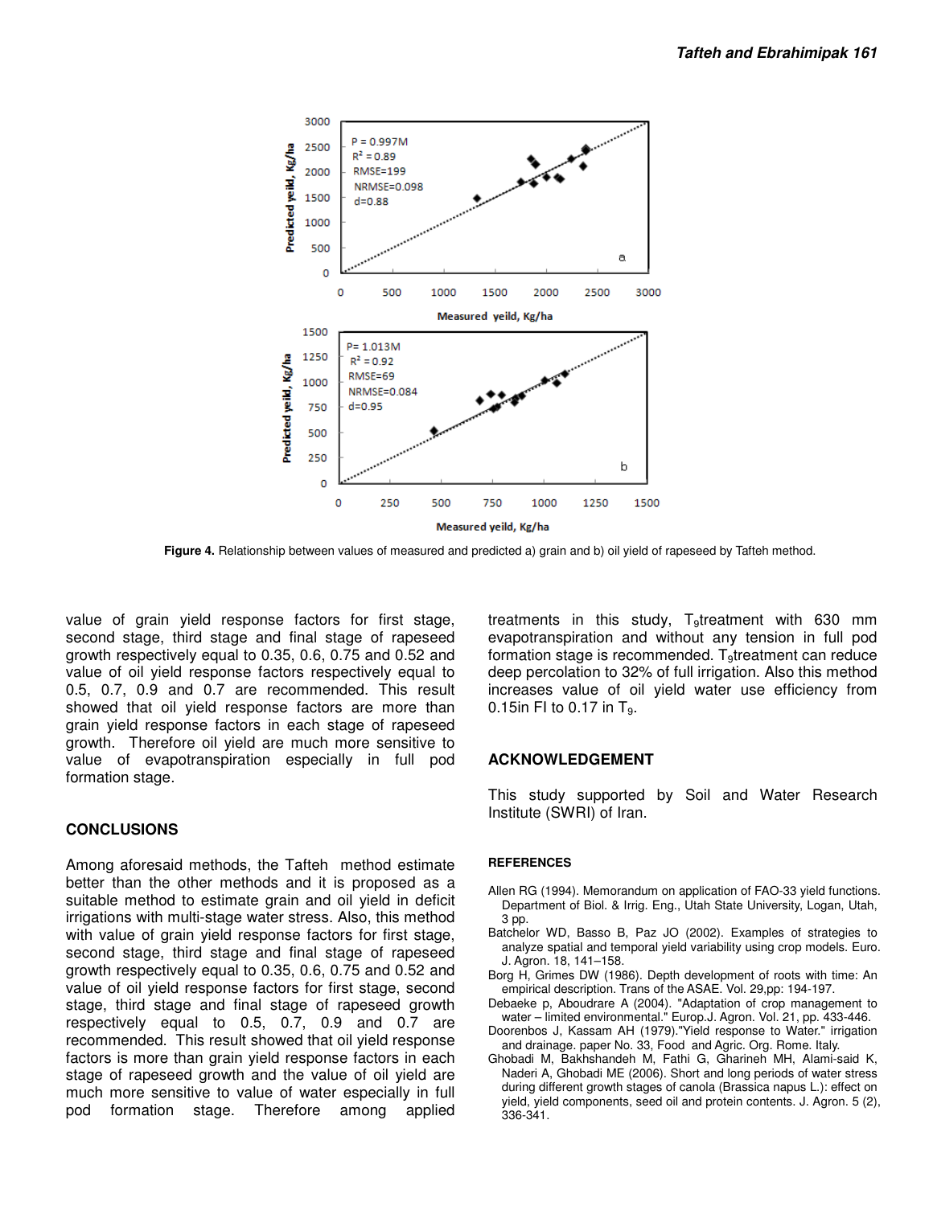P = 0.997M
$R^2$ = 0.89
RMSE=199
NRMSE=0.098
d=0.88

a

Predicted yeild, Kg/ha

Measured yeild, Kg/ha

P= 1.013M
$R^2$ = 0.92
RMSE=69
NRMSE=0.084
d=0.95

b

Predicted yeild, Kg/ha

Measured yeild, Kg/ha

**Figure 4.** Relationship between values of measured and predicted a) grain and b) oil yield of rapeseed by Tafteh method.

value of grain yield response factors for first stage, second stage, third stage and final stage of rapeseed growth respectively equal to 0.35, 0.6, 0.75 and 0.52 and value of oil yield response factors respectively equal to 0.5, 0.7, 0.9 and 0.7 are recommended. This result showed that oil yield response factors are more than grain yield response factors in each stage of rapeseed growth. Therefore oil yield are much more sensitive to value of evapotranspiration especially in full pod formation stage.

## CONCLUSIONS

Among aforesaid methods, the Tafteh method estimate better than the other methods and it is proposed as a suitable method to estimate grain and oil yield in deficit irrigations with multi-stage water stress. Also, this method with value of grain yield response factors for first stage, second stage, third stage and final stage of rapeseed growth respectively equal to 0.35, 0.6, 0.75 and 0.52 and value of oil yield response factors for first stage, second stage, third stage and final stage of rapeseed growth respectively equal to 0.5, 0.7, 0.9 and 0.7 are recommended. This result showed that oil yield response factors is more than grain yield response factors in each stage of rapeseed growth and the value of oil yield are much more sensitive to value of water especially in full pod formation stage. Therefore among applied treatments in this study, $T_9$treatment with 630 mm evapotranspiration and without any tension in full pod formation stage is recommended. $T_9$treatment can reduce deep percolation to 32% of full irrigation. Also this method increases value of oil yield water use efficiency from 0.15in FI to 0.17 in $T_9$.

## ACKNOWLEDGEMENT

This study supported by Soil and Water Research Institute (SWRI) of Iran.

## REFERENCES

Allen RG (1994). Memorandum on application of FAO-33 yield functions. Department of Biol. & Irrig. Eng., Utah State University, Logan, Utah, 3 pp.

Batchelor WD, Basso B, Paz JO (2002). Examples of strategies to analyze spatial and temporal yield variability using crop models. Euro. J. Agron. 18, 141–158.

Borg H, Grimes DW (1986). Depth development of roots with time: An empirical description. Trans of the ASAE. Vol. 29,pp: 194-197.

Debaeke p, Aboudrare A (2004). "Adaptation of crop management to water – limited environmental." Europ.J. Agron. Vol. 21, pp. 433-446.

Doorenbos J, Kassam AH (1979)."Yield response to Water." irrigation and drainage. paper No. 33, Food and Agric. Org. Rome. Italy.

Ghobadi M, Bakhshandeh M, Fathi G, Gharineh MH, Alami-said K, Naderi A, Ghobadi ME (2006). Short and long periods of water stress during different growth stages of canola (Brassica napus L.): effect on yield, yield components, seed oil and protein contents. J. Agron. 5 (2), 336-341.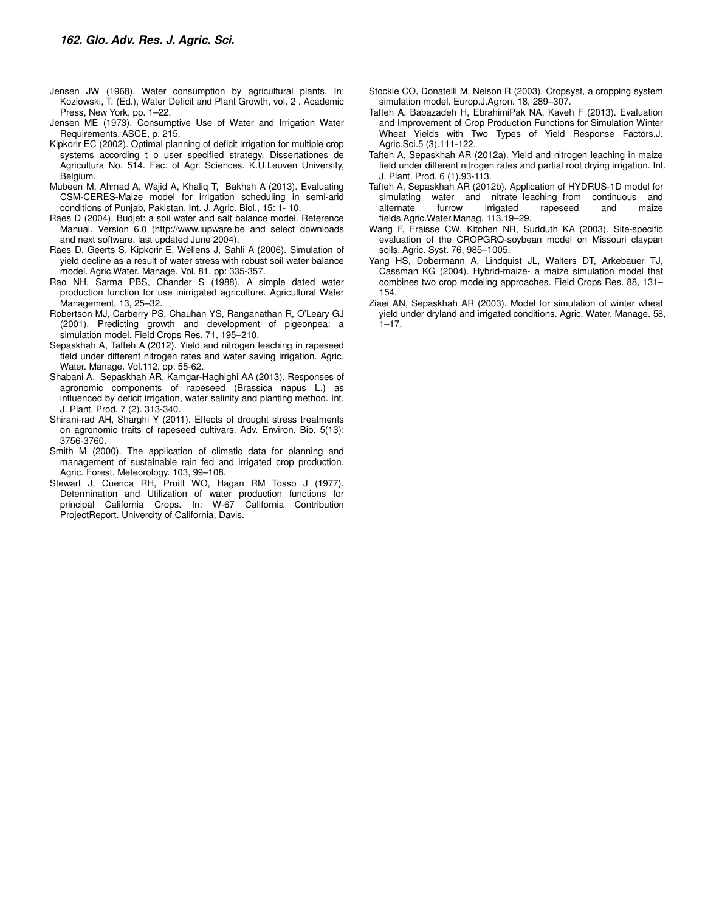Jensen JW (1968). Water consumption by agricultural plants. In: Kozlowski, T. (Ed.), Water Deficit and Plant Growth, vol. 2 . Academic Press, New York, pp. 1–22.

Jensen ME (1973). Consumptive Use of Water and Irrigation Water Requirements. ASCE, p. 215.

Kipkorir EC (2002). Optimal planning of deficit irrigation for multiple crop systems according t o user specified strategy. Dissertationes de Agricultura No. 514. Fac. of Agr. Sciences. K.U.Leuven University, Belgium.

Mubeen M, Ahmad A, Wajid A, Khaliq T, Bakhsh A (2013). Evaluating CSM-CERES-Maize model for irrigation scheduling in semi-arid conditions of Punjab, Pakistan. Int. J. Agric. Biol., 15: 1- 10.

Raes D (2004). Budjet: a soil water and salt balance model. Reference Manual. Version 6.0 (http://www.iupware.be and select downloads and next software. last updated June 2004).

Raes D, Geerts S, Kipkorir E, Wellens J, Sahli A (2006). Simulation of yield decline as a result of water stress with robust soil water balance model. Agric.Water. Manage. Vol. 81, pp: 335-357.

Rao NH, Sarma PBS, Chander S (1988). A simple dated water production function for use inirrigated agriculture. Agricultural Water Management, 13, 25–32.

Robertson MJ, Carberry PS, Chauhan YS, Ranganathan R, O'Leary GJ (2001). Predicting growth and development of pigeonpea: a simulation model. Field Crops Res. 71, 195–210.

Sepaskhah A, Tafteh A (2012). Yield and nitrogen leaching in rapeseed field under different nitrogen rates and water saving irrigation. Agric. Water. Manage. Vol.112, pp: 55-62.

Shabani A, Sepaskhah AR, Kamgar-Haghighi AA (2013). Responses of agronomic components of rapeseed (Brassica napus L.) as influenced by deficit irrigation, water salinity and planting method. Int. J. Plant. Prod. 7 (2). 313-340.

Shirani-rad AH, Sharghi Y (2011). Effects of drought stress treatments on agronomic traits of rapeseed cultivars. Adv. Environ. Bio. 5(13): 3756-3760.

Smith M (2000). The application of climatic data for planning and management of sustainable rain fed and irrigated crop production. Agric. Forest. Meteorology. 103, 99–108.

Stewart J, Cuenca RH, Pruitt WO, Hagan RM Tosso J (1977). Determination and Utilization of water production functions for principal California Crops. In: W-67 California Contribution ProjectReport. Univercity of California, Davis.

Stockle CO, Donatelli M, Nelson R (2003). Cropsyst, a cropping system simulation model. Europ.J.Agron. 18, 289–307.

Tafteh A, Babazadeh H, EbrahimiPak NA, Kaveh F (2013). Evaluation and Improvement of Crop Production Functions for Simulation Winter Wheat Yields with Two Types of Yield Response Factors.J. Agric.Sci.5 (3).111-122.

Tafteh A, Sepaskhah AR (2012a). Yield and nitrogen leaching in maize field under different nitrogen rates and partial root drying irrigation. Int. J. Plant. Prod. 6 (1).93-113.

Tafteh A, Sepaskhah AR (2012b). Application of HYDRUS-1D model for simulating water and nitrate leaching from continuous and alternate furrow irrigated rapeseed and maize fields.Agric.Water.Manag. 113.19–29.

Wang F, Fraisse CW, Kitchen NR, Sudduth KA (2003). Site-specific evaluation of the CROPGRO-soybean model on Missouri claypan soils. Agric. Syst. 76, 985–1005.

Yang HS, Dobermann A, Lindquist JL, Walters DT, Arkebauer TJ, Cassman KG (2004). Hybrid-maize- a maize simulation model that combines two crop modeling approaches. Field Crops Res. 88, 131–154.

Ziaei AN, Sepaskhah AR (2003). Model for simulation of winter wheat yield under dryland and irrigated conditions. Agric. Water. Manage. 58, 1–17.